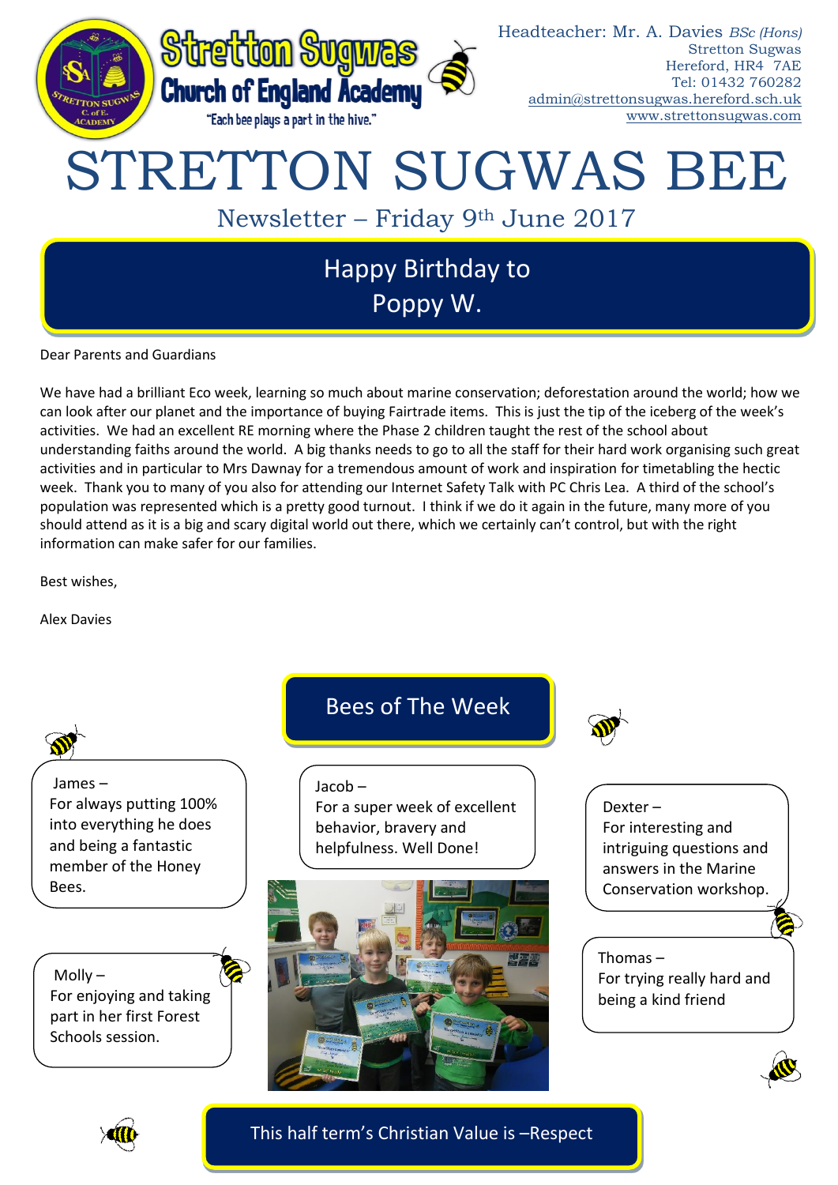Stretton Sugwas Church of England Academy

"Each bee plays a part in the hive."

Headteacher: Mr. A. Davies *BSc (Hons)*
Stretton Sugwas
Hereford, HR4 7AE
Tel: 01432 760282
admin@strettonsugwas.hereford.sch.uk
www.strettonsugwas.com

# STRETTON SUGWAS BEE

## Newsletter – Friday 9th June 2017

## Happy Birthday to Poppy W.

Dear Parents and Guardians

We have had a brilliant Eco week, learning so much about marine conservation; deforestation around the world; how we can look after our planet and the importance of buying Fairtrade items. This is just the tip of the iceberg of the week's activities. We had an excellent RE morning where the Phase 2 children taught the rest of the school about understanding faiths around the world. A big thanks needs to go to all the staff for their hard work organising such great activities and in particular to Mrs Dawnay for a tremendous amount of work and inspiration for timetabling the hectic week. Thank you to many of you also for attending our Internet Safety Talk with PC Chris Lea. A third of the school's population was represented which is a pretty good turnout. I think if we do it again in the future, many more of you should attend as it is a big and scary digital world out there, which we certainly can't control, but with the right information can make safer for our families.

Best wishes,

Alex Davies

## Bees of The Week

James – For always putting 100% into everything he does and being a fantastic member of the Honey Bees.

Jacob – For a super week of excellent behavior, bravery and helpfulness. Well Done!

Dexter – For interesting and intriguing questions and answers in the Marine Conservation workshop.

Molly – For enjoying and taking part in her first Forest Schools session.

Thomas – For trying really hard and being a kind friend

## This half term's Christian Value is –Respect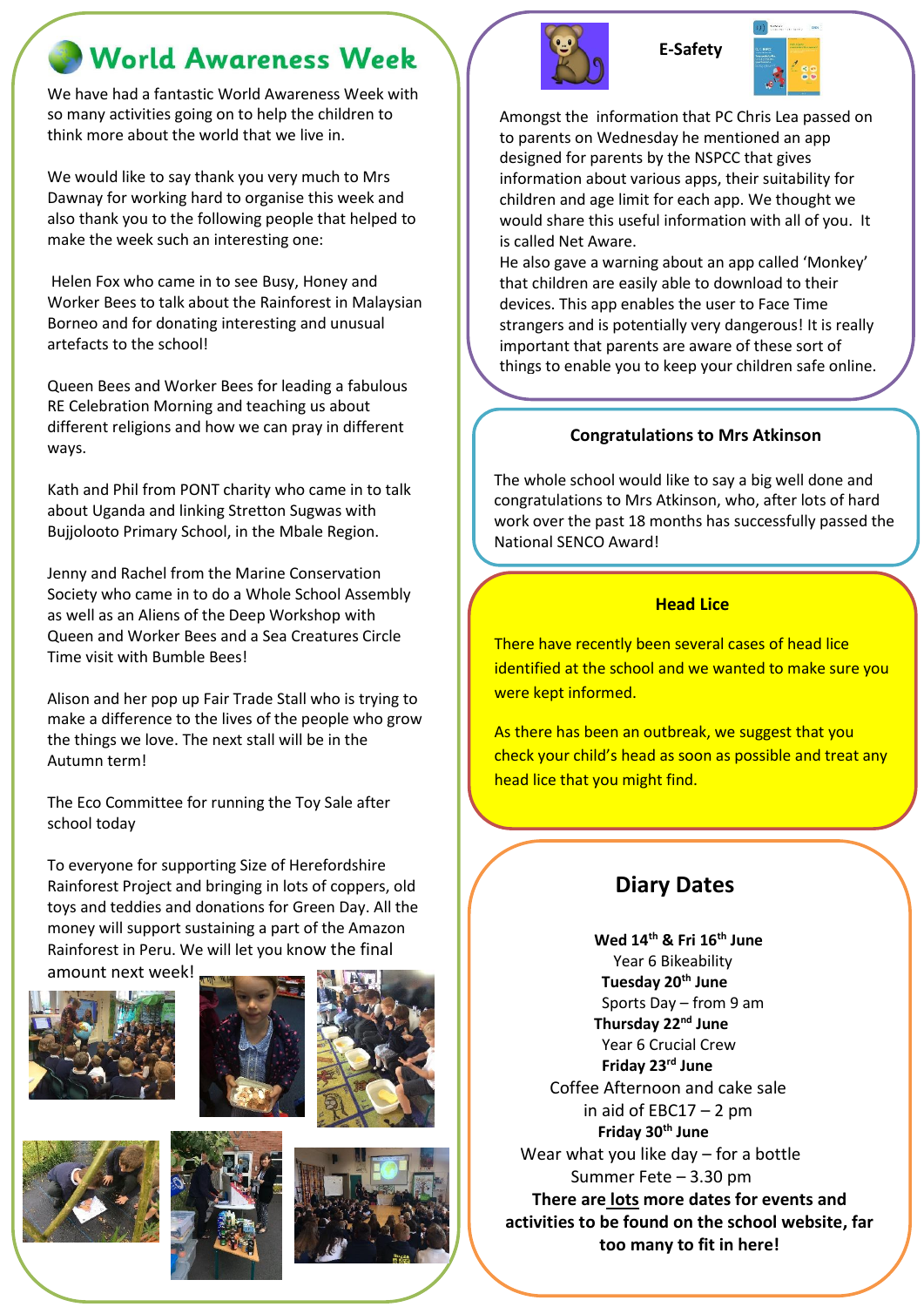# World Awareness Week

We have had a fantastic World Awareness Week with so many activities going on to help the children to think more about the world that we live in.

We would like to say thank you very much to Mrs Dawnay for working hard to organise this week and also thank you to the following people that helped to make the week such an interesting one:

Helen Fox who came in to see Busy, Honey and Worker Bees to talk about the Rainforest in Malaysian Borneo and for donating interesting and unusual artefacts to the school!

Queen Bees and Worker Bees for leading a fabulous RE Celebration Morning and teaching us about different religions and how we can pray in different ways.

Kath and Phil from PONT charity who came in to talk about Uganda and linking Stretton Sugwas with Bujjolooto Primary School, in the Mbale Region.

Jenny and Rachel from the Marine Conservation Society who came in to do a Whole School Assembly as well as an Aliens of the Deep Workshop with Queen and Worker Bees and a Sea Creatures Circle Time visit with Bumble Bees!

Alison and her pop up Fair Trade Stall who is trying to make a difference to the lives of the people who grow the things we love. The next stall will be in the Autumn term!

The Eco Committee for running the Toy Sale after school today

To everyone for supporting Size of Herefordshire Rainforest Project and bringing in lots of coppers, old toys and teddies and donations for Green Day. All the money will support sustaining a part of the Amazon Rainforest in Peru. We will let you know the final amount next week!

## E-Safety

Amongst the information that PC Chris Lea passed on to parents on Wednesday he mentioned an app designed for parents by the NSPCC that gives information about various apps, their suitability for children and age limit for each app. We thought we would share this useful information with all of you. It is called Net Aware.

He also gave a warning about an app called 'Monkey' that children are easily able to download to their devices. This app enables the user to Face Time strangers and is potentially very dangerous! It is really important that parents are aware of these sort of things to enable you to keep your children safe online.

## Congratulations to Mrs Atkinson

The whole school would like to say a big well done and congratulations to Mrs Atkinson, who, after lots of hard work over the past 18 months has successfully passed the National SENCO Award!

## Head Lice

There have recently been several cases of head lice identified at the school and we wanted to make sure you were kept informed.

As there has been an outbreak, we suggest that you check your child's head as soon as possible and treat any head lice that you might find.

## Diary Dates

**Wed 14th & Fri 16th June**
Year 6 Bikeability

**Tuesday 20th June**
Sports Day – from 9 am

**Thursday 22nd June**
Year 6 Crucial Crew

**Friday 23rd June**
Coffee Afternoon and cake sale in aid of EBC17 – 2 pm

**Friday 30th June**
Wear what you like day – for a bottle
Summer Fete – 3.30 pm

**There are lots more dates for events and activities to be found on the school website, far too many to fit in here!**